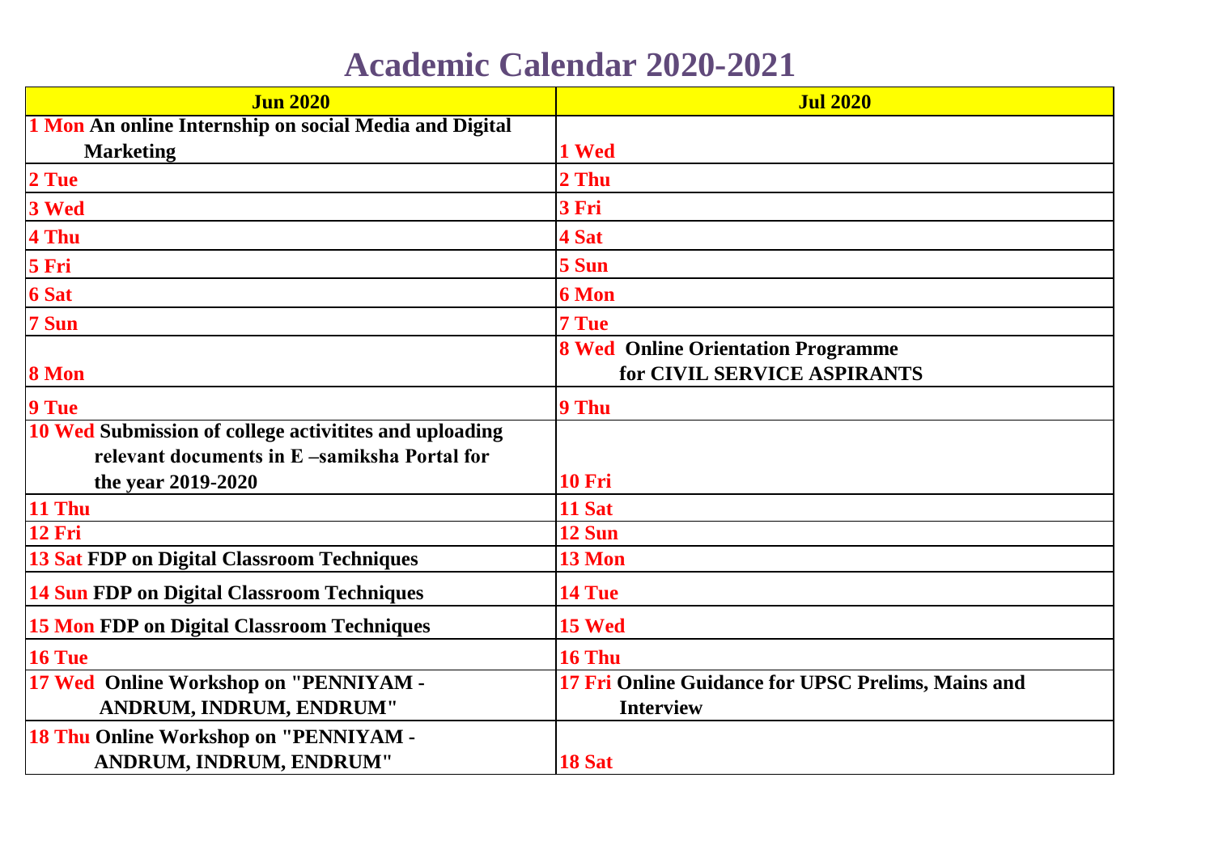# Academic Calendar 2020-2021

| Jun 2020 | Jul 2020 |
|---|---|
| 1 Mon An online Internship on social Media and Digital Marketing | 1 Wed |
| 2 Tue | 2 Thu |
| 3 Wed | 3 Fri |
| 4 Thu | 4 Sat |
| 5 Fri | 5 Sun |
| 6 Sat | 6 Mon |
| 7 Sun | 7 Tue |
| 8 Mon | 8 Wed Online Orientation Programme for CIVIL SERVICE ASPIRANTS |
| 9 Tue | 9 Thu |
| 10 Wed Submission of college activitites and uploading relevant documents in E –samiksha Portal for the year 2019-2020 | 10 Fri |
| 11 Thu | 11 Sat |
| 12 Fri | 12 Sun |
| 13 Sat FDP on Digital Classroom Techniques | 13 Mon |
| 14 Sun FDP on Digital Classroom Techniques | 14 Tue |
| 15 Mon FDP on Digital Classroom Techniques | 15 Wed |
| 16 Tue | 16 Thu |
| 17 Wed Online Workshop on "PENNIYAM - ANDRUM, INDRUM, ENDRUM" | 17 Fri Online Guidance for UPSC Prelims, Mains and Interview |
| 18 Thu Online Workshop on "PENNIYAM - ANDRUM, INDRUM, ENDRUM" | 18 Sat |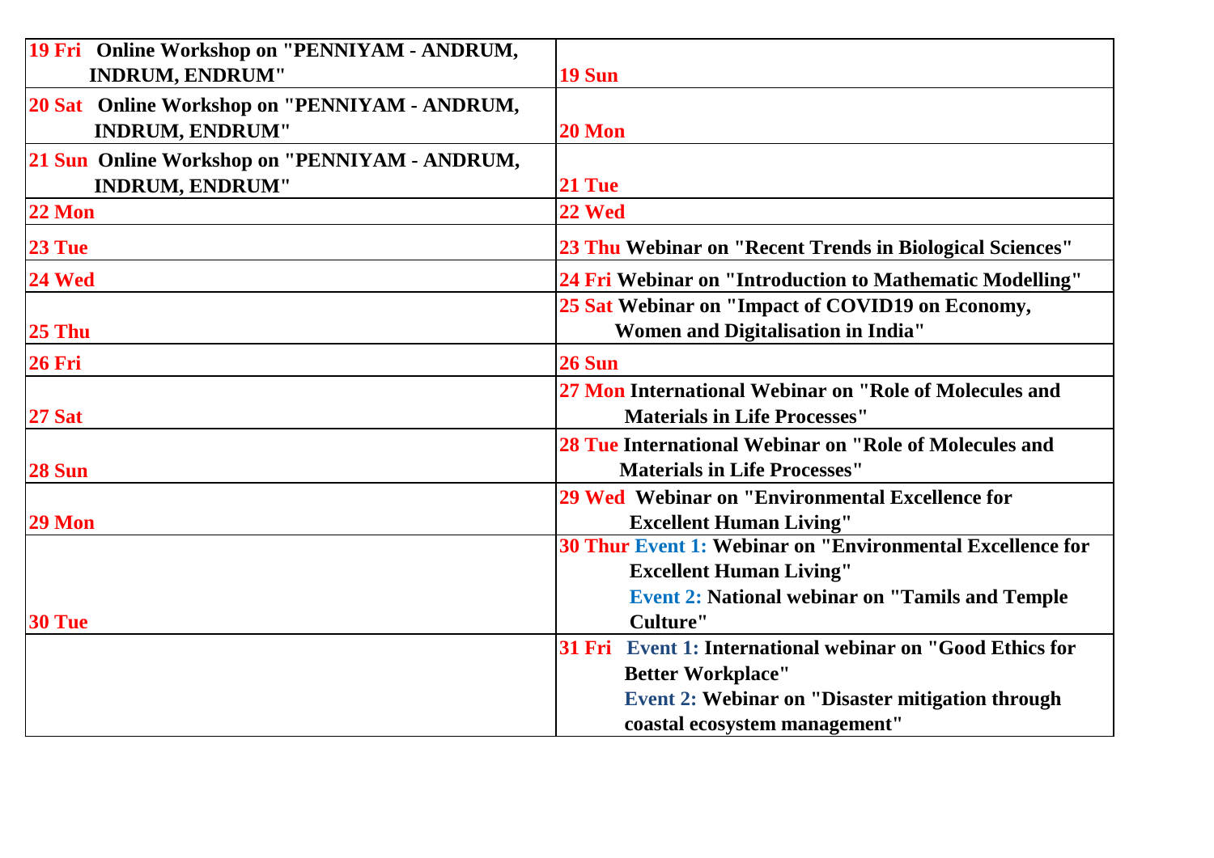| | |
|---|---|
| **19 Fri** **Online Workshop on "PENNIYAM - ANDRUM, INDRUM, ENDRUM"** | **19 Sun** |
| **20 Sat** **Online Workshop on "PENNIYAM - ANDRUM, INDRUM, ENDRUM"** | **20 Mon** |
| **21 Sun** **Online Workshop on "PENNIYAM - ANDRUM, INDRUM, ENDRUM"** | **21 Tue** |
| **22 Mon** | **22 Wed** |
| **23 Tue** | **23 Thu** **Webinar on "Recent Trends in Biological Sciences"** |
| **24 Wed** | **24 Fri** **Webinar on "Introduction to Mathematic Modelling"** |
| **25 Thu** | **25 Sat** **Webinar on "Impact of COVID19 on Economy, Women and Digitalisation in India"** |
| **26 Fri** | **26 Sun** |
| **27 Sat** | **27 Mon** **International Webinar on "Role of Molecules and Materials in Life Processes"** |
| **28 Sun** | **28 Tue** **International Webinar on "Role of Molecules and Materials in Life Processes"** |
| **29 Mon** | **29 Wed** **Webinar on "Environmental Excellence for Excellent Human Living"** |
| **30 Tue** | **30 Thur** **Event 1:** **Webinar on "Environmental Excellence for Excellent Human Living"** **Event 2:** **National webinar on "Tamils and Temple Culture"** |
| | **31 Fri** **Event 1:** **International webinar on "Good Ethics for Better Workplace"** **Event 2:** **Webinar on "Disaster mitigation through coastal ecosystem management"** |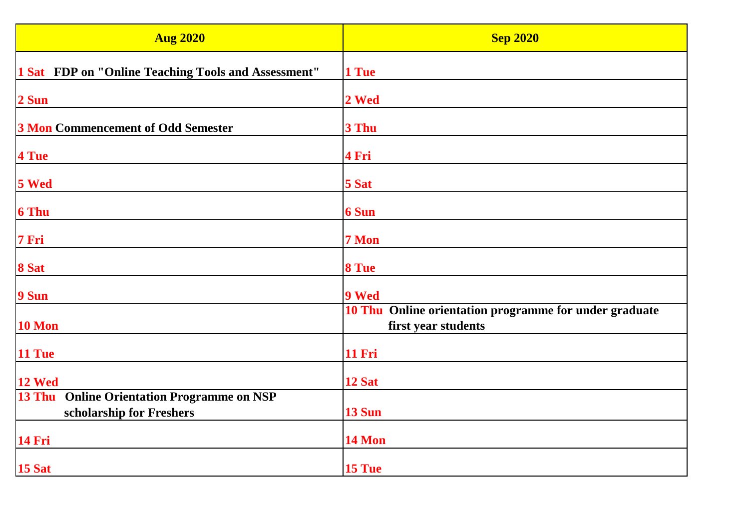| Aug 2020 | Sep 2020 |
|---|---|
| 1 Sat FDP on "Online Teaching Tools and Assessment" | 1 Tue |
| 2 Sun | 2 Wed |
| 3 Mon Commencement of Odd Semester | 3 Thu |
| 4 Tue | 4 Fri |
| 5 Wed | 5 Sat |
| 6 Thu | 6 Sun |
| 7 Fri | 7 Mon |
| 8 Sat | 8 Tue |
| 9 Sun | 9 Wed |
| 10 Mon | 10 Thu Online orientation programme for under graduate first year students |
| 11 Tue | 11 Fri |
| 12 Wed | 12 Sat |
| 13 Thu Online Orientation Programme on NSP scholarship for Freshers | 13 Sun |
| 14 Fri | 14 Mon |
| 15 Sat | 15 Tue |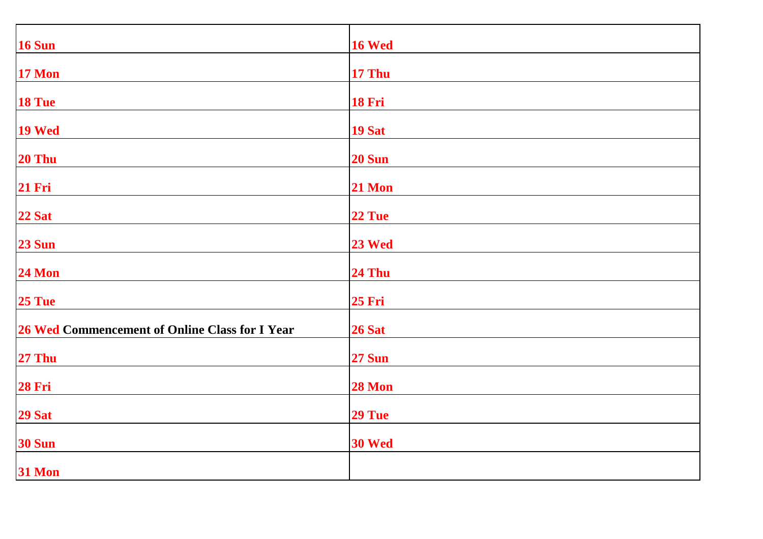| | |
|---|---|
| **16 Sun** | **16 Wed** |
| **17 Mon** | **17 Thu** |
| **18 Tue** | **18 Fri** |
| **19 Wed** | **19 Sat** |
| **20 Thu** | **20 Sun** |
| **21 Fri** | **21 Mon** |
| **22 Sat** | **22 Tue** |
| **23 Sun** | **23 Wed** |
| **24 Mon** | **24 Thu** |
| **25 Tue** | **25 Fri** |
| **26 Wed Commencement of Online Class for I Year** | **26 Sat** |
| **27 Thu** | **27 Sun** |
| **28 Fri** | **28 Mon** |
| **29 Sat** | **29 Tue** |
| **30 Sun** | **30 Wed** |
| **31 Mon** | |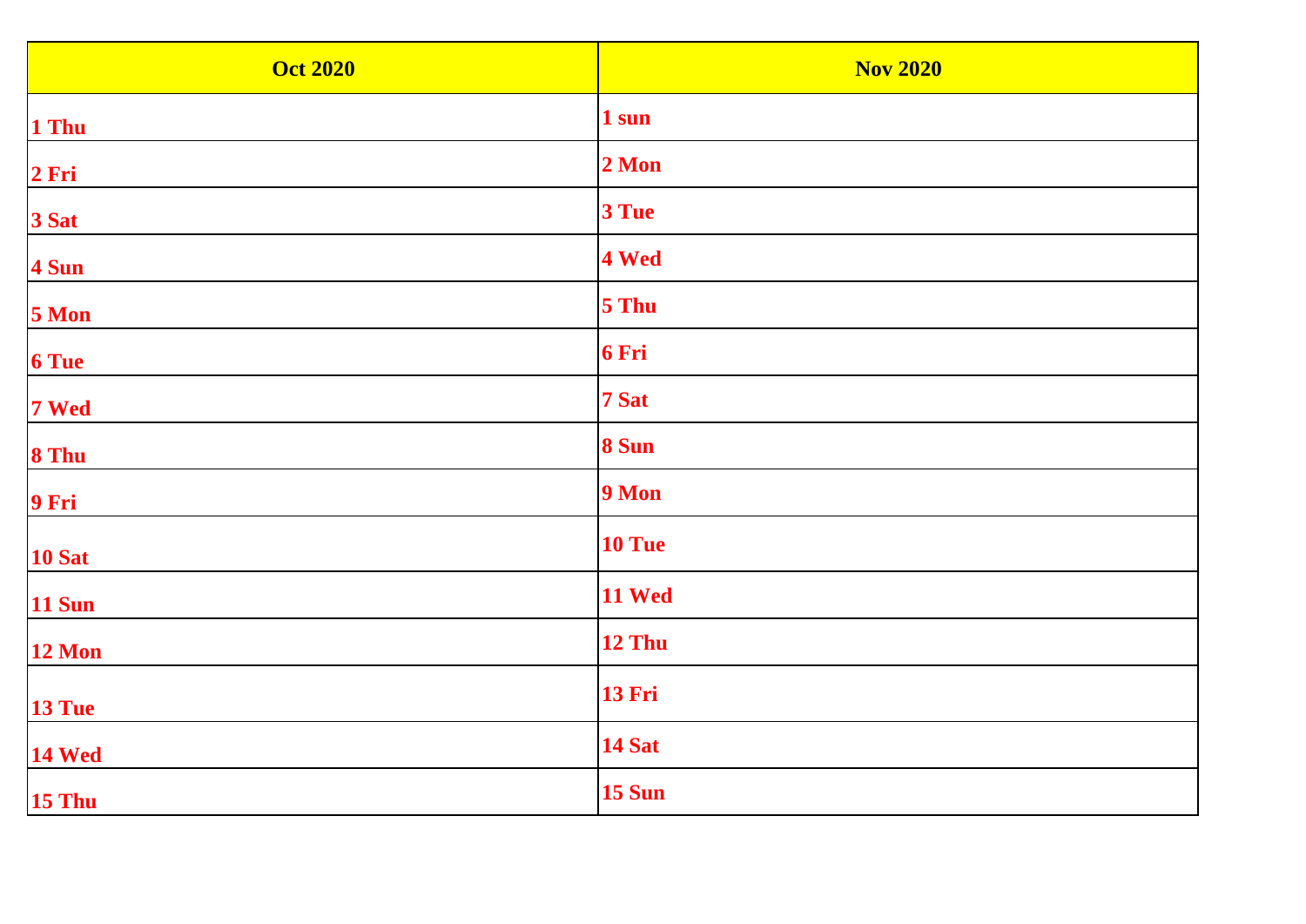| Oct 2020 | Nov 2020 |
|---|---|
| 1 Thu | 1 sun |
| 2 Fri | 2 Mon |
| 3 Sat | 3 Tue |
| 4 Sun | 4 Wed |
| 5 Mon | 5 Thu |
| 6 Tue | 6 Fri |
| 7 Wed | 7 Sat |
| 8 Thu | 8 Sun |
| 9 Fri | 9 Mon |
| 10 Sat | 10 Tue |
| 11 Sun | 11 Wed |
| 12 Mon | 12 Thu |
| 13 Tue | 13 Fri |
| 14 Wed | 14 Sat |
| 15 Thu | 15 Sun |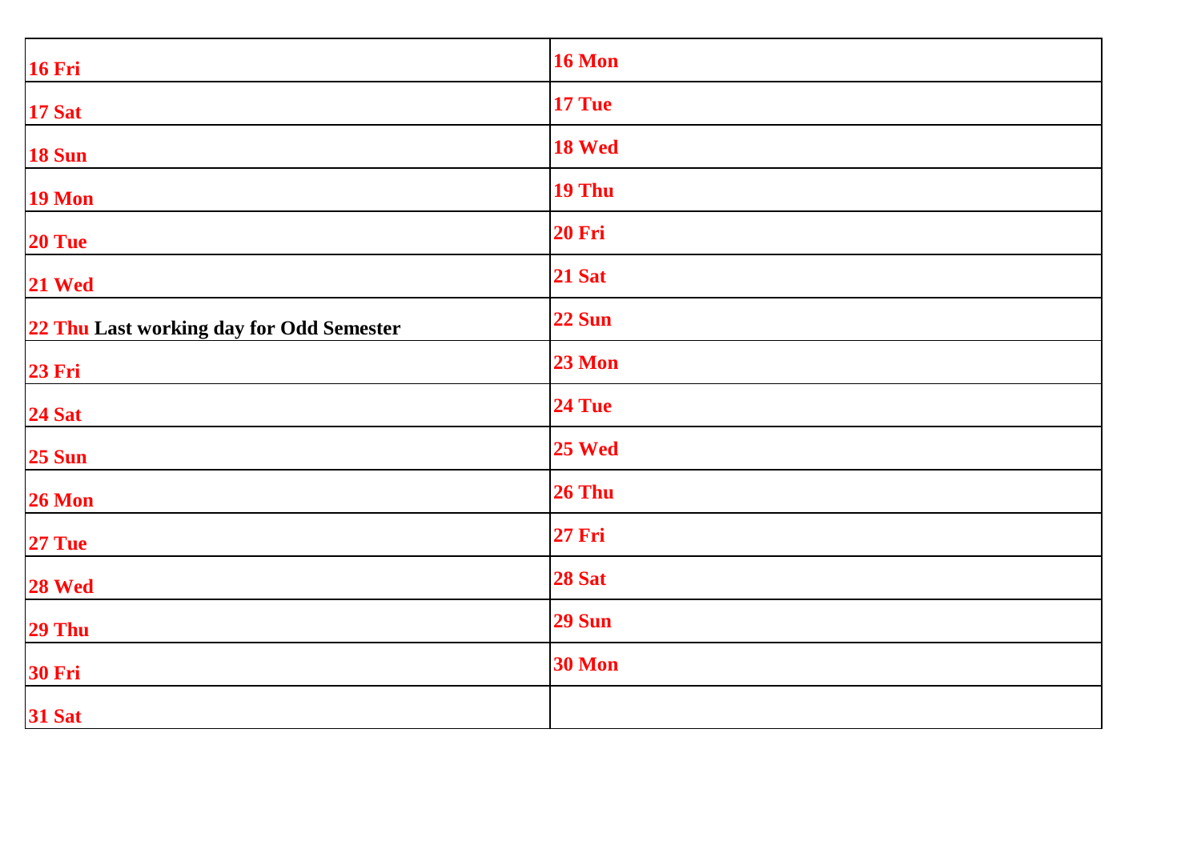| | |
|---|---|
| **16 Fri** | **16 Mon** |
| **17 Sat** | **17 Tue** |
| **18 Sun** | **18 Wed** |
| **19 Mon** | **19 Thu** |
| **20 Tue** | **20 Fri** |
| **21 Wed** | **21 Sat** |
| **22 Thu Last working day for Odd Semester** | **22 Sun** |
| **23 Fri** | **23 Mon** |
| **24 Sat** | **24 Tue** |
| **25 Sun** | **25 Wed** |
| **26 Mon** | **26 Thu** |
| **27 Tue** | **27 Fri** |
| **28 Wed** | **28 Sat** |
| **29 Thu** | **29 Sun** |
| **30 Fri** | **30 Mon** |
| **31 Sat** | |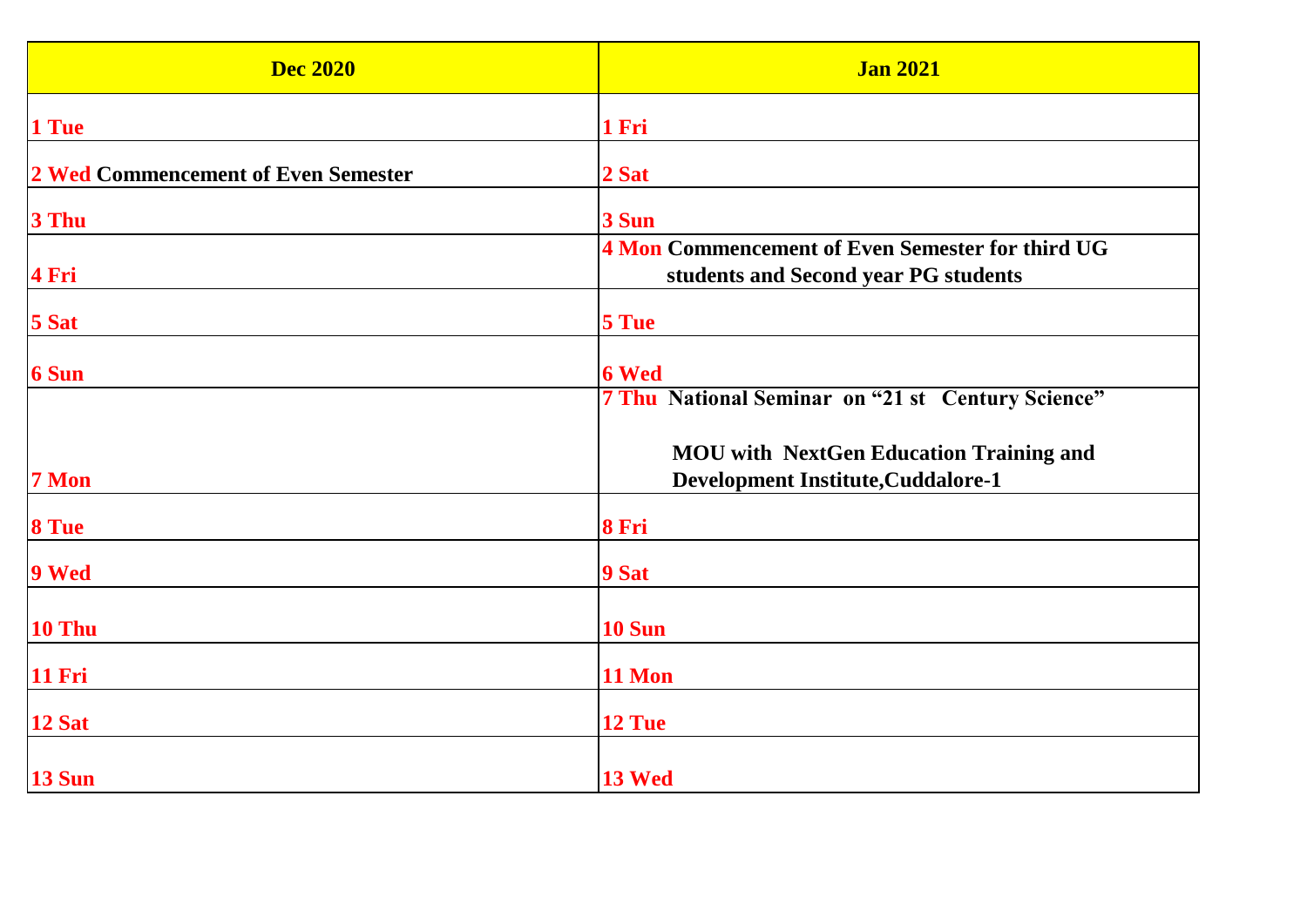| Dec 2020 | Jan 2021 |
| --- | --- |
| 1 Tue | 1 Fri |
| 2 Wed Commencement of Even Semester | 2 Sat |
| 3 Thu | 3 Sun |
| 4 Fri | 4 Mon Commencement of Even Semester for third UG students and Second year PG students |
| 5 Sat | 5 Tue |
| 6 Sun | 6 Wed |
| 7 Mon | 7 Thu National Seminar on "21 st Century Science" MOU with NextGen Education Training and Development Institute,Cuddalore-1 |
| 8 Tue | 8 Fri |
| 9 Wed | 9 Sat |
| 10 Thu | 10 Sun |
| 11 Fri | 11 Mon |
| 12 Sat | 12 Tue |
| 13 Sun | 13 Wed |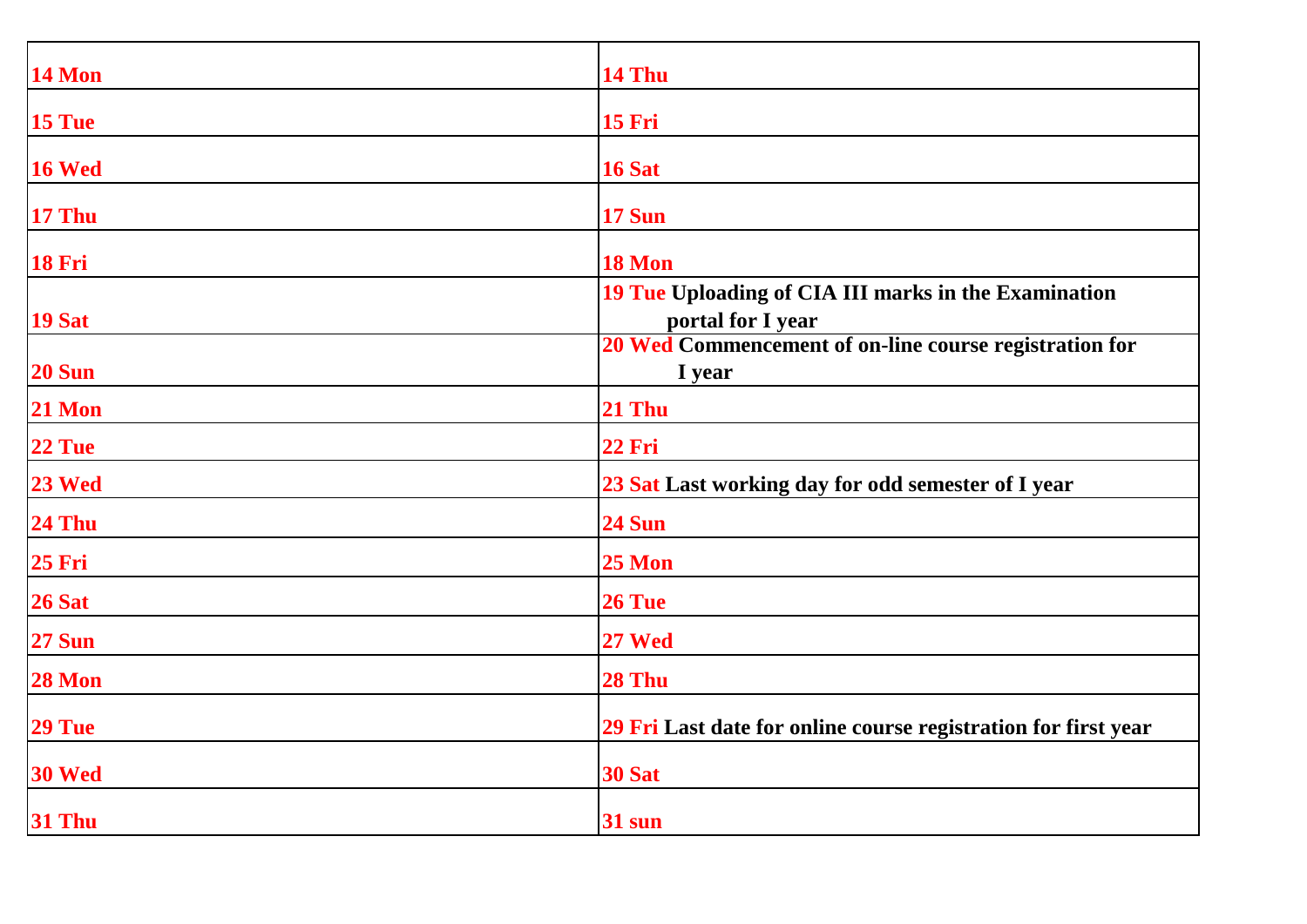| | |
|---|---|
| **14 Mon** | **14 Thu** |
| **15 Tue** | **15 Fri** |
| **16 Wed** | **16 Sat** |
| **17 Thu** | **17 Sun** |
| **18 Fri** | **18 Mon** |
| **19 Sat** | **19 Tue Uploading of CIA III marks in the Examination portal for I year** |
| **20 Sun** | **20 Wed Commencement of on-line course registration for I year** |
| **21 Mon** | **21 Thu** |
| **22 Tue** | **22 Fri** |
| **23 Wed** | **23 Sat Last working day for odd semester of I year** |
| **24 Thu** | **24 Sun** |
| **25 Fri** | **25 Mon** |
| **26 Sat** | **26 Tue** |
| **27 Sun** | **27 Wed** |
| **28 Mon** | **28 Thu** |
| **29 Tue** | **29 Fri Last date for online course registration for first year** |
| **30 Wed** | **30 Sat** |
| **31 Thu** | **31 sun** |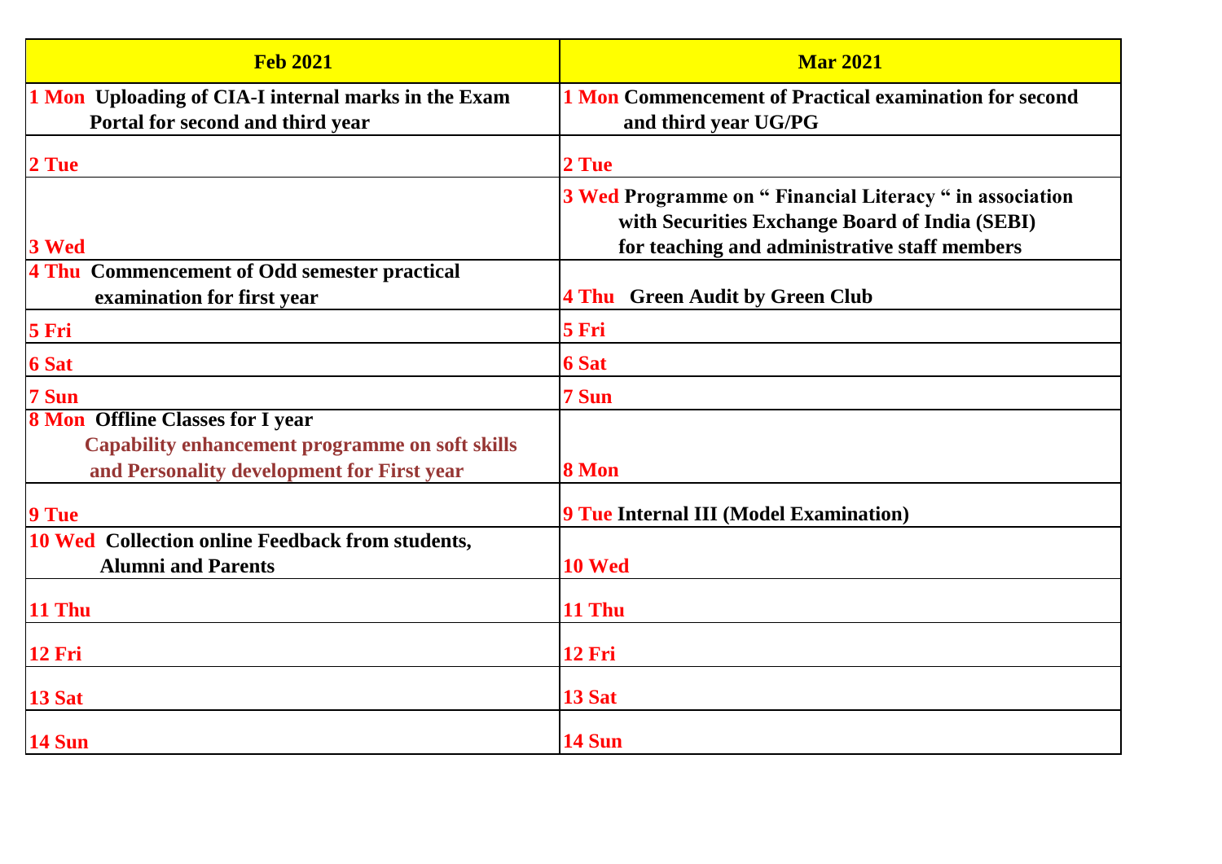| Feb 2021 | Mar 2021 |
|---|---|
| 1 Mon Uploading of CIA-I internal marks in the Exam Portal for second and third year | 1 Mon Commencement of Practical examination for second and third year UG/PG |
| 2 Tue | 2 Tue |
| 3 Wed | 3 Wed Programme on " Financial Literacy " in association with Securities Exchange Board of India (SEBI) for teaching and administrative staff members |
| 4 Thu Commencement of Odd semester practical examination for first year | 4 Thu Green Audit by Green Club |
| 5 Fri | 5 Fri |
| 6 Sat | 6 Sat |
| 7 Sun | 7 Sun |
| 8 Mon Offline Classes for I year<br>Capability enhancement programme on soft skills and Personality development for First year | 8 Mon |
| 9 Tue | 9 Tue Internal III (Model Examination) |
| 10 Wed Collection online Feedback from students, Alumni and Parents | 10 Wed |
| 11 Thu | 11 Thu |
| 12 Fri | 12 Fri |
| 13 Sat | 13 Sat |
| 14 Sun | 14 Sun |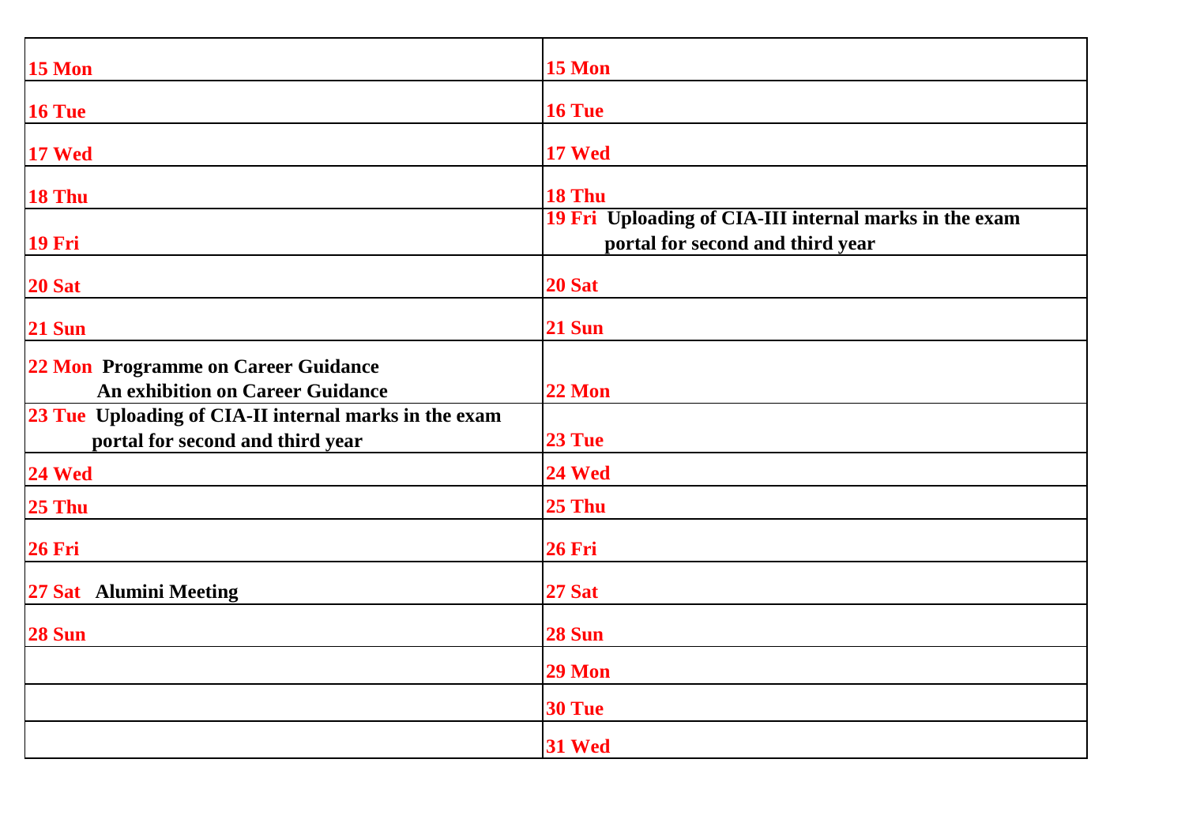| | |
|---|---|
| **15 Mon** | **15 Mon** |
| **16 Tue** | **16 Tue** |
| **17 Wed** | **17 Wed** |
| **18 Thu** | **18 Thu** |
| **19 Fri** | **19 Fri Uploading of CIA-III internal marks in the exam portal for second and third year** |
| **20 Sat** | **20 Sat** |
| **21 Sun** | **21 Sun** |
| **22 Mon Programme on Career Guidance An exhibition on Career Guidance** | **22 Mon** |
| **23 Tue Uploading of CIA-II internal marks in the exam portal for second and third year** | **23 Tue** |
| **24 Wed** | **24 Wed** |
| **25 Thu** | **25 Thu** |
| **26 Fri** | **26 Fri** |
| **27 Sat Alumini Meeting** | **27 Sat** |
| **28 Sun** | **28 Sun** |
| | **29 Mon** |
| | **30 Tue** |
| | **31 Wed** |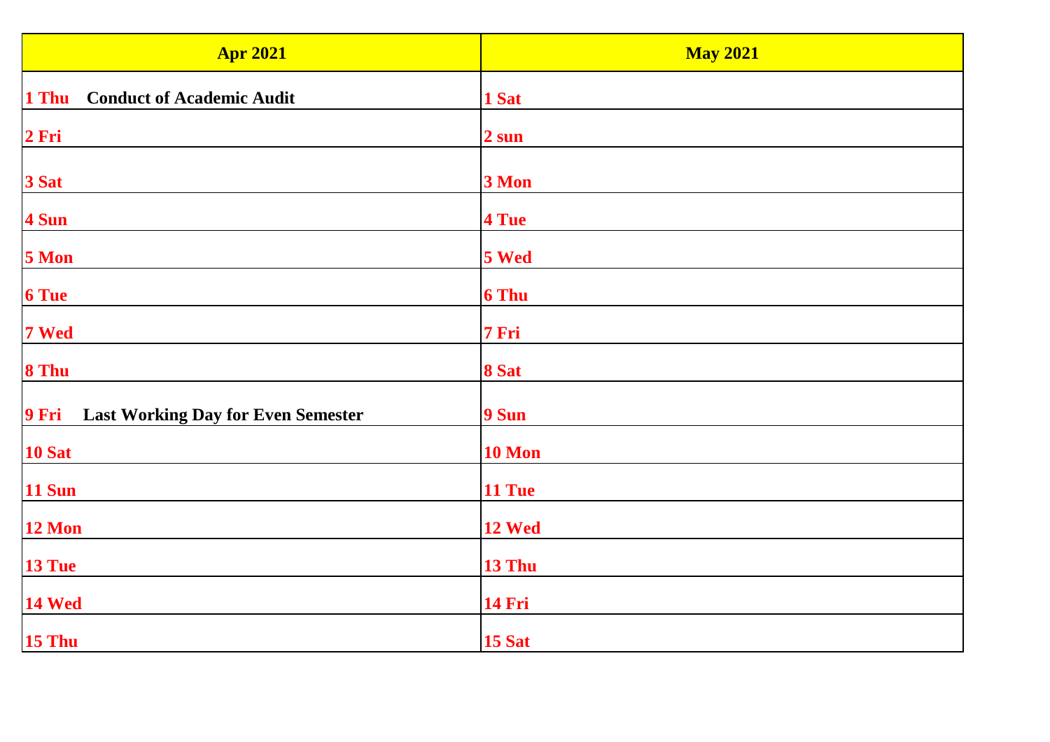| Apr 2021 | May 2021 |
|---|---|
| **1 Thu Conduct of Academic Audit** | **1 Sat** |
| **2 Fri** | **2 sun** |
| **3 Sat** | **3 Mon** |
| **4 Sun** | **4 Tue** |
| **5 Mon** | **5 Wed** |
| **6 Tue** | **6 Thu** |
| **7 Wed** | **7 Fri** |
| **8 Thu** | **8 Sat** |
| **9 Fri Last Working Day for Even Semester** | **9 Sun** |
| **10 Sat** | **10 Mon** |
| **11 Sun** | **11 Tue** |
| **12 Mon** | **12 Wed** |
| **13 Tue** | **13 Thu** |
| **14 Wed** | **14 Fri** |
| **15 Thu** | **15 Sat** |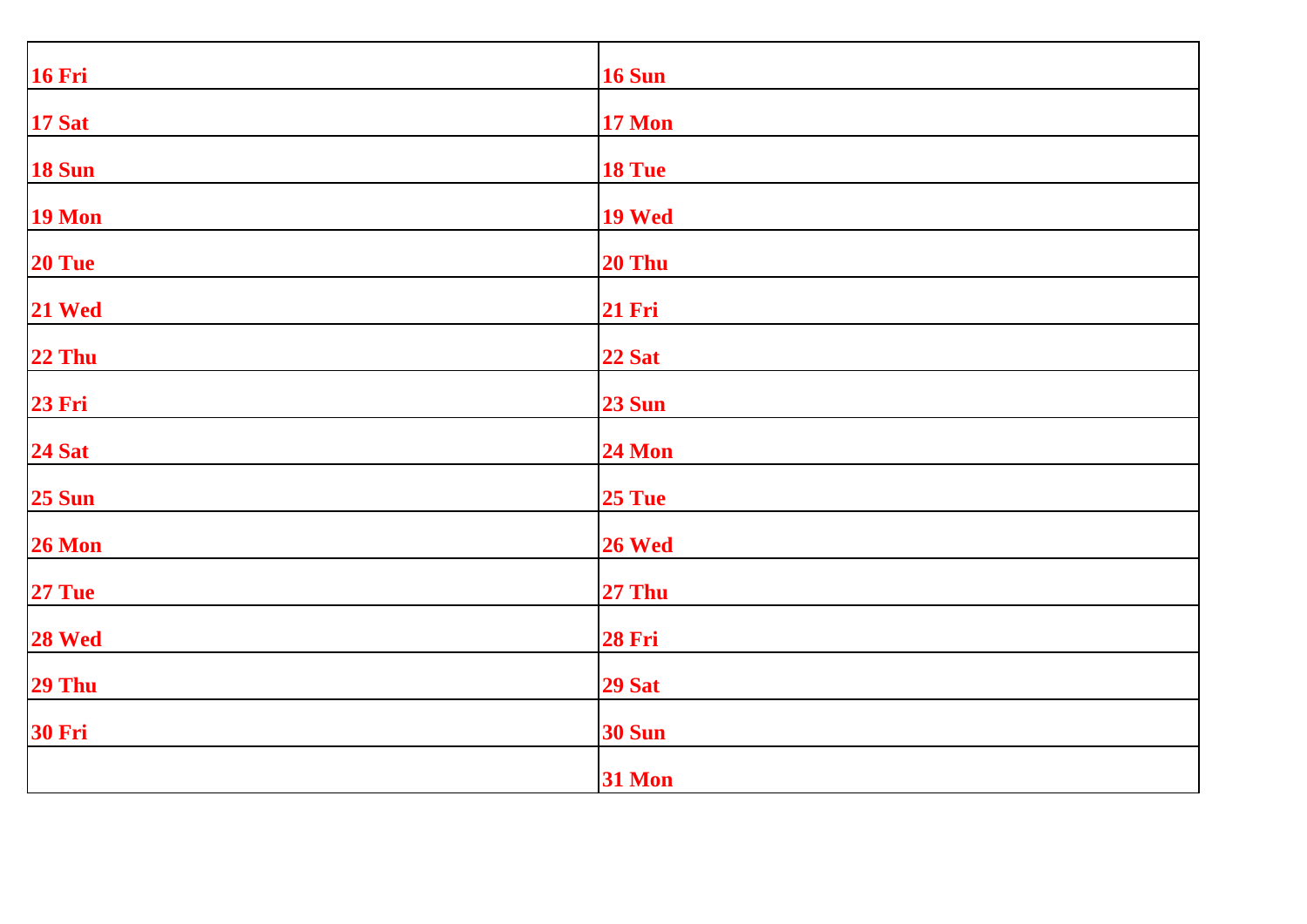| | |
|---|---|
| **16 Fri** | **16 Sun** |
| **17 Sat** | **17 Mon** |
| **18 Sun** | **18 Tue** |
| **19 Mon** | **19 Wed** |
| **20 Tue** | **20 Thu** |
| **21 Wed** | **21 Fri** |
| **22 Thu** | **22 Sat** |
| **23 Fri** | **23 Sun** |
| **24 Sat** | **24 Mon** |
| **25 Sun** | **25 Tue** |
| **26 Mon** | **26 Wed** |
| **27 Tue** | **27 Thu** |
| **28 Wed** | **28 Fri** |
| **29 Thu** | **29 Sat** |
| **30 Fri** | **30 Sun** |
| | **31 Mon** |